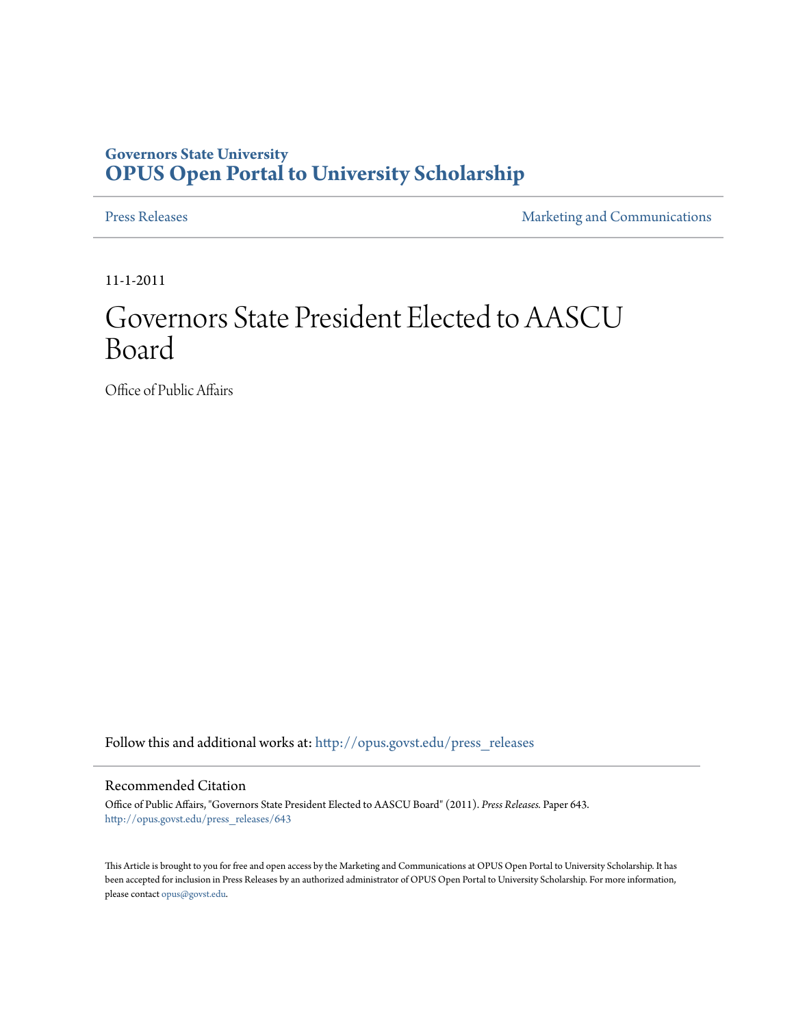**Governors State University**
**OPUS Open Portal to University Scholarship**

Press Releases | Marketing and Communications

11-1-2011

# Governors State President Elected to AASCU Board

Office of Public Affairs

Follow this and additional works at: http://opus.govst.edu/press_releases

## Recommended Citation

Office of Public Affairs, "Governors State President Elected to AASCU Board" (2011). *Press Releases.* Paper 643.
http://opus.govst.edu/press_releases/643

This Article is brought to you for free and open access by the Marketing and Communications at OPUS Open Portal to University Scholarship. It has been accepted for inclusion in Press Releases by an authorized administrator of OPUS Open Portal to University Scholarship. For more information, please contact opus@govst.edu.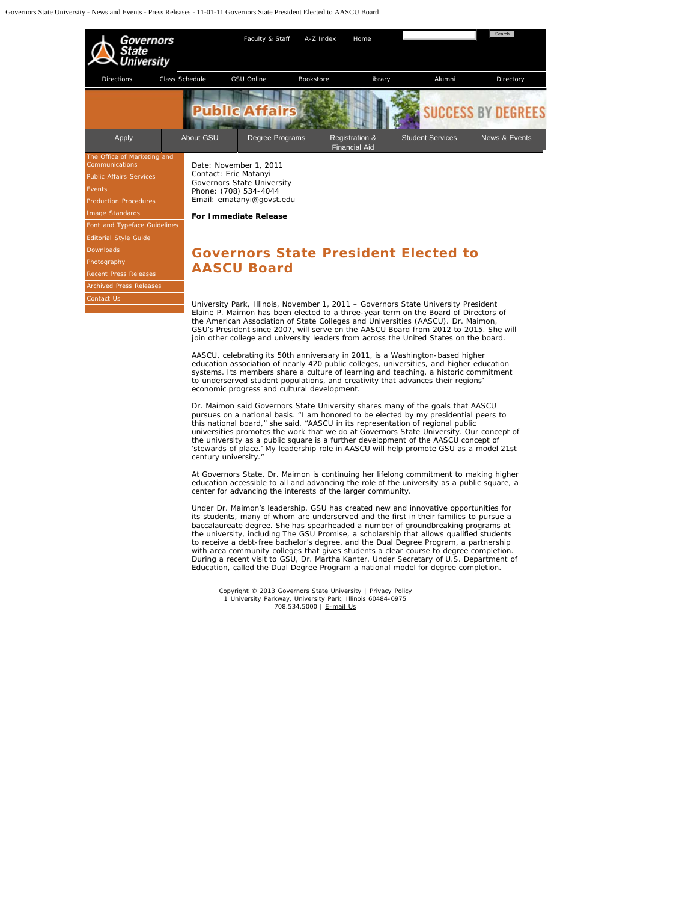Governors State University - News and Events - Press Releases - 11-01-11 Governors State President Elected to AASCU Board

Faculty & Staff | A-Z Index | Home

Directions | Class Schedule | GSU Online | Bookstore | Library | Alumni | Directory

Apply | About GSU | Degree Programs | Registration & Financial Aid | Student Services | News & Events

- The Office of Marketing and Communications
- Public Affairs Services
- Events
- Production Procedures
- Image Standards
- Font and Typeface Guidelines
- Editorial Style Guide
- Downloads
- Photography
- Recent Press Releases
- Archived Press Releases
- Contact Us

Date: November 1, 2011
Contact: Eric Matanyi
Governors State University
Phone: (708) 534-4044
Email: ematanyi@govst.edu

**For Immediate Release**

# Governors State President Elected to AASCU Board

University Park, Illinois, November 1, 2011 – Governors State University President Elaine P. Maimon has been elected to a three-year term on the Board of Directors of the American Association of State Colleges and Universities (AASCU). Dr. Maimon, GSU's President since 2007, will serve on the AASCU Board from 2012 to 2015. She will join other college and university leaders from across the United States on the board.

AASCU, celebrating its 50th anniversary in 2011, is a Washington-based higher education association of nearly 420 public colleges, universities, and higher education systems. Its members share a culture of learning and teaching, a historic commitment to underserved student populations, and creativity that advances their regions' economic progress and cultural development.

Dr. Maimon said Governors State University shares many of the goals that AASCU pursues on a national basis. "I am honored to be elected by my presidential peers to this national board," she said. "AASCU in its representation of regional public universities promotes the work that we do at Governors State University. Our concept of the university as a public square is a further development of the AASCU concept of 'stewards of place.' My leadership role in AASCU will help promote GSU as a model 21st century university."

At Governors State, Dr. Maimon is continuing her lifelong commitment to making higher education accessible to all and advancing the role of the university as a public square, a center for advancing the interests of the larger community.

Under Dr. Maimon's leadership, GSU has created new and innovative opportunities for its students, many of whom are underserved and the first in their families to pursue a baccalaureate degree. She has spearheaded a number of groundbreaking programs at the university, including The GSU Promise, a scholarship that allows qualified students to receive a debt-free bachelor's degree, and the Dual Degree Program, a partnership with area community colleges that gives students a clear course to degree completion. During a recent visit to GSU, Dr. Martha Kanter, Under Secretary of U.S. Department of Education, called the Dual Degree Program a national model for degree completion.

Copyright © 2013 Governors State University | Privacy Policy
1 University Parkway, University Park, Illinois 60484-0975
708.534.5000 | E-mail Us